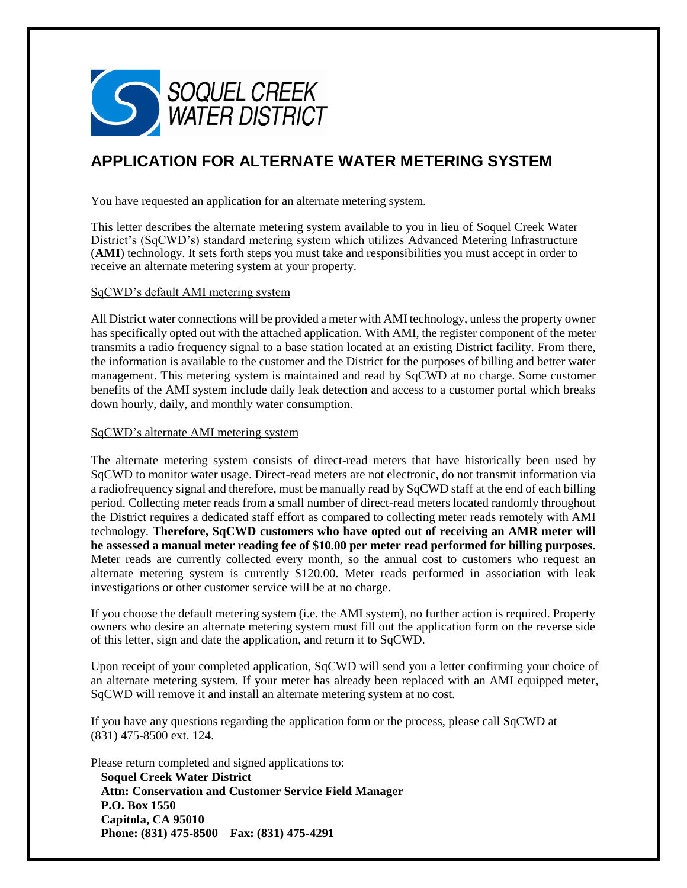SOQUEL CREEK
WATER DISTRICT

# APPLICATION FOR ALTERNATE WATER METERING SYSTEM

You have requested an application for an alternate metering system.

This letter describes the alternate metering system available to you in lieu of Soquel Creek Water District's (SqCWD's) standard metering system which utilizes Advanced Metering Infrastructure (**AMI**) technology. It sets forth steps you must take and responsibilities you must accept in order to receive an alternate metering system at your property.

<u>SqCWD's default AMI metering system</u>

All District water connections will be provided a meter with AMI technology, unless the property owner has specifically opted out with the attached application. With AMI, the register component of the meter transmits a radio frequency signal to a base station located at an existing District facility. From there, the information is available to the customer and the District for the purposes of billing and better water management. This metering system is maintained and read by SqCWD at no charge. Some customer benefits of the AMI system include daily leak detection and access to a customer portal which breaks down hourly, daily, and monthly water consumption.

<u>SqCWD's alternate AMI metering system</u>

The alternate metering system consists of direct-read meters that have historically been used by SqCWD to monitor water usage. Direct-read meters are not electronic, do not transmit information via a radiofrequency signal and therefore, must be manually read by SqCWD staff at the end of each billing period. Collecting meter reads from a small number of direct-read meters located randomly throughout the District requires a dedicated staff effort as compared to collecting meter reads remotely with AMI technology. **Therefore, SqCWD customers who have opted out of receiving an AMR meter will be assessed a manual meter reading fee of $10.00 per meter read performed for billing purposes.** Meter reads are currently collected every month, so the annual cost to customers who request an alternate metering system is currently $120.00. Meter reads performed in association with leak investigations or other customer service will be at no charge.

If you choose the default metering system (i.e. the AMI system), no further action is required. Property owners who desire an alternate metering system must fill out the application form on the reverse side of this letter, sign and date the application, and return it to SqCWD.

Upon receipt of your completed application, SqCWD will send you a letter confirming your choice of an alternate metering system. If your meter has already been replaced with an AMI equipped meter, SqCWD will remove it and install an alternate metering system at no cost.

If you have any questions regarding the application form or the process, please call SqCWD at (831) 475-8500 ext. 124.

Please return completed and signed applications to:

**Soquel Creek Water District**
**Attn: Conservation and Customer Service Field Manager**
**P.O. Box 1550**
**Capitola, CA 95010**
**Phone: (831) 475-8500 Fax: (831) 475-4291**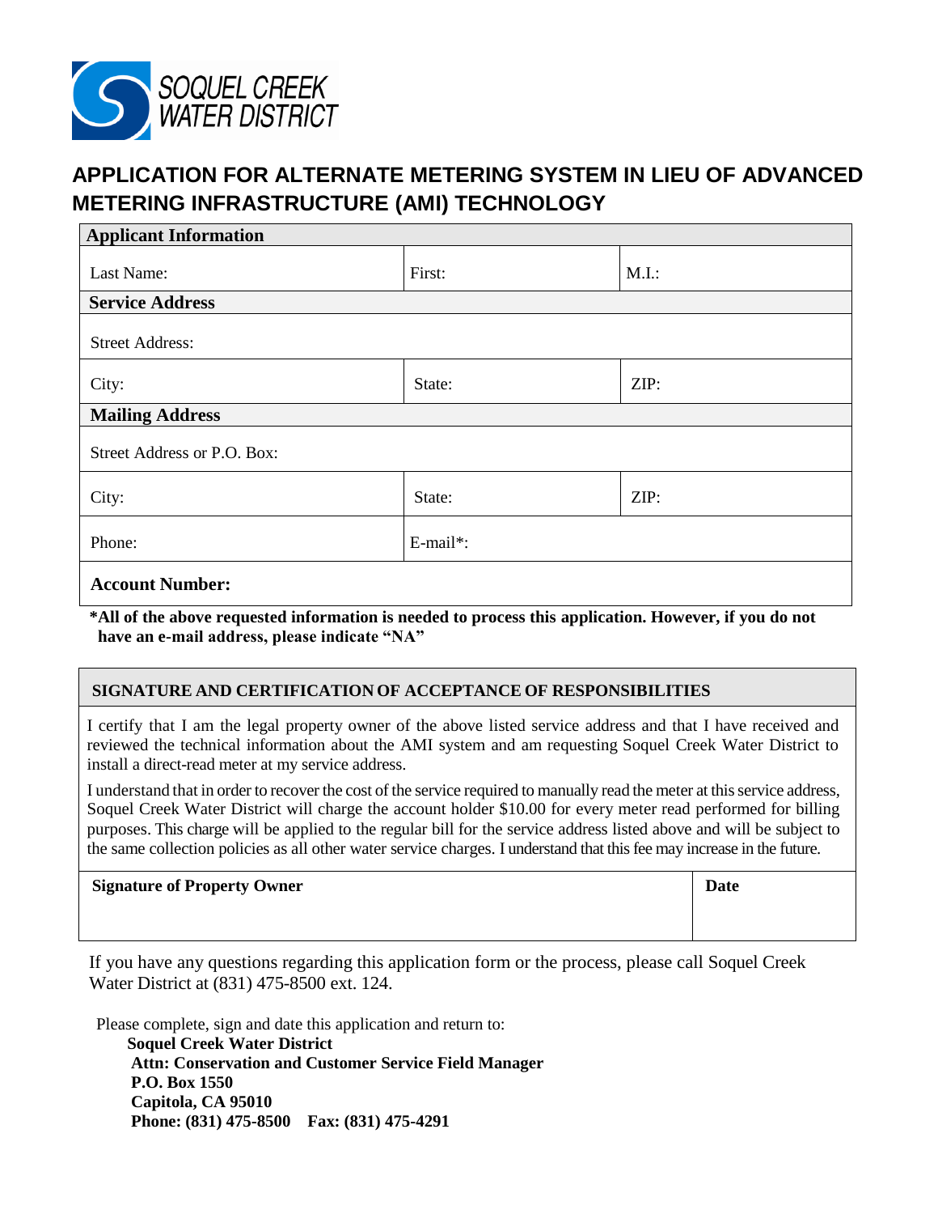SOQUEL CREEK WATER DISTRICT

# APPLICATION FOR ALTERNATE METERING SYSTEM IN LIEU OF ADVANCED METERING INFRASTRUCTURE (AMI) TECHNOLOGY

| **Applicant Information** | | |
|---|---|---|
| Last Name: | First: | M.I.: |
| **Service Address** | | |
| Street Address: | | |
| City: | State: | ZIP: |
| **Mailing Address** | | |
| Street Address or P.O. Box: | | |
| City: | State: | ZIP: |
| Phone: | E-mail*: | |
| **Account Number:** | | |

**\*All of the above requested information is needed to process this application. However, if you do not have an e-mail address, please indicate "NA"**

| **SIGNATURE AND CERTIFICATION OF ACCEPTANCE OF RESPONSIBILITIES** | |
|---|---|
| I certify that I am the legal property owner of the above listed service address and that I have received and reviewed the technical information about the AMI system and am requesting Soquel Creek Water District to install a direct-read meter at my service address. I understand that in order to recover the cost of the service required to manually read the meter at this service address, Soquel Creek Water District will charge the account holder $10.00 for every meter read performed for billing purposes. This charge will be applied to the regular bill for the service address listed above and will be subject to the same collection policies as all other water service charges. I understand that this fee may increase in the future. | |
| **Signature of Property Owner** | **Date** |

If you have any questions regarding this application form or the process, please call Soquel Creek Water District at (831) 475-8500 ext. 124.

Please complete, sign and date this application and return to:

**Soquel Creek Water District**
**Attn: Conservation and Customer Service Field Manager**
**P.O. Box 1550**
**Capitola, CA 95010**
**Phone: (831) 475-8500 Fax: (831) 475-4291**